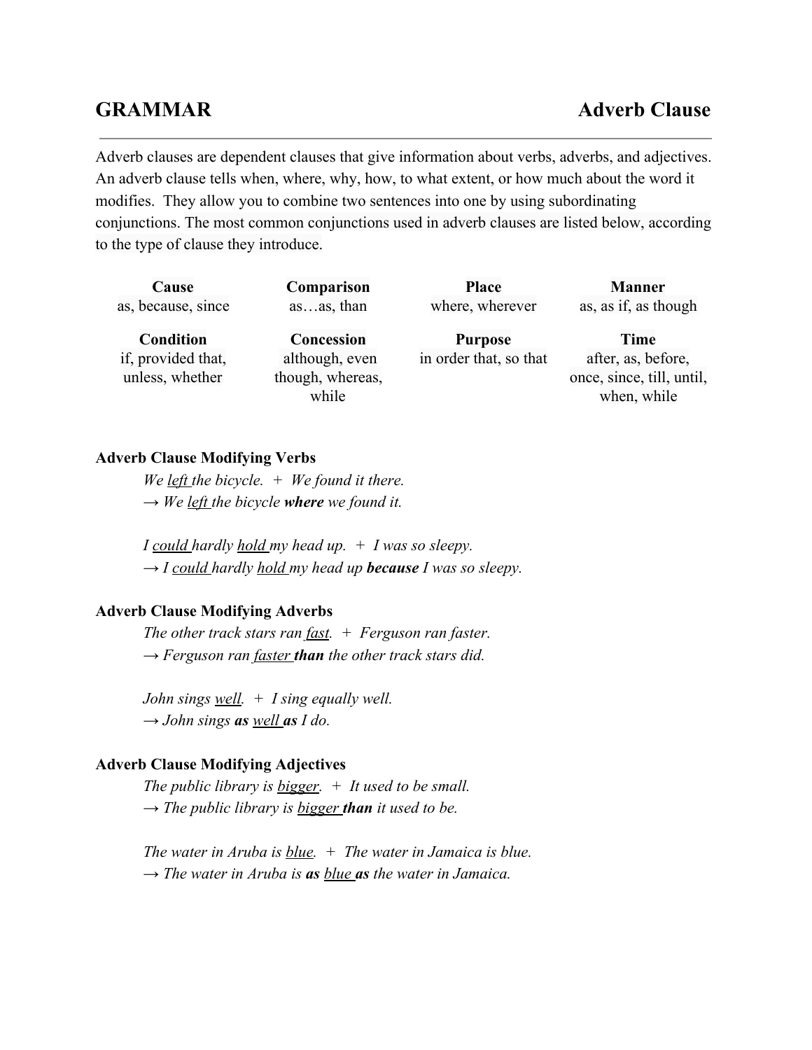# GRAMMAR — Adverb Clause

Adverb clauses are dependent clauses that give information about verbs, adverbs, and adjectives. An adverb clause tells when, where, why, how, to what extent, or how much about the word it modifies. They allow you to combine two sentences into one by using subordinating conjunctions. The most common conjunctions used in adverb clauses are listed below, according to the type of clause they introduce.

| Cause | Comparison | Place | Manner |
|---|---|---|---|
| as, because, since | as…as, than | where, wherever | as, as if, as though |
| **Condition** | **Concession** | **Purpose** | **Time** |
| if, provided that, unless, whether | although, even though, whereas, while | in order that, so that | after, as, before, once, since, till, until, when, while |

### Adverb Clause Modifying Verbs

*We <u>left</u> the bicycle. + We found it there.*
*→ We <u>left</u> the bicycle **where** we found it.*

*I <u>could</u> hardly <u>hold</u> my head up. + I was so sleepy.*
*→ I <u>could</u> hardly <u>hold</u> my head up **because** I was so sleepy.*

### Adverb Clause Modifying Adverbs

*The other track stars ran <u>fast</u>. + Ferguson ran faster.*
*→ Ferguson ran <u>faster</u> **than** the other track stars did.*

*John sings <u>well</u>. + I sing equally well.*
*→ John sings **as** <u>well</u> **as** I do.*

### Adverb Clause Modifying Adjectives

*The public library is <u>bigger</u>. + It used to be small.*
*→ The public library is <u>bigger</u> **than** it used to be.*

*The water in Aruba is <u>blue</u>. + The water in Jamaica is blue.*
*→ The water in Aruba is **as** <u>blue</u> **as** the water in Jamaica.*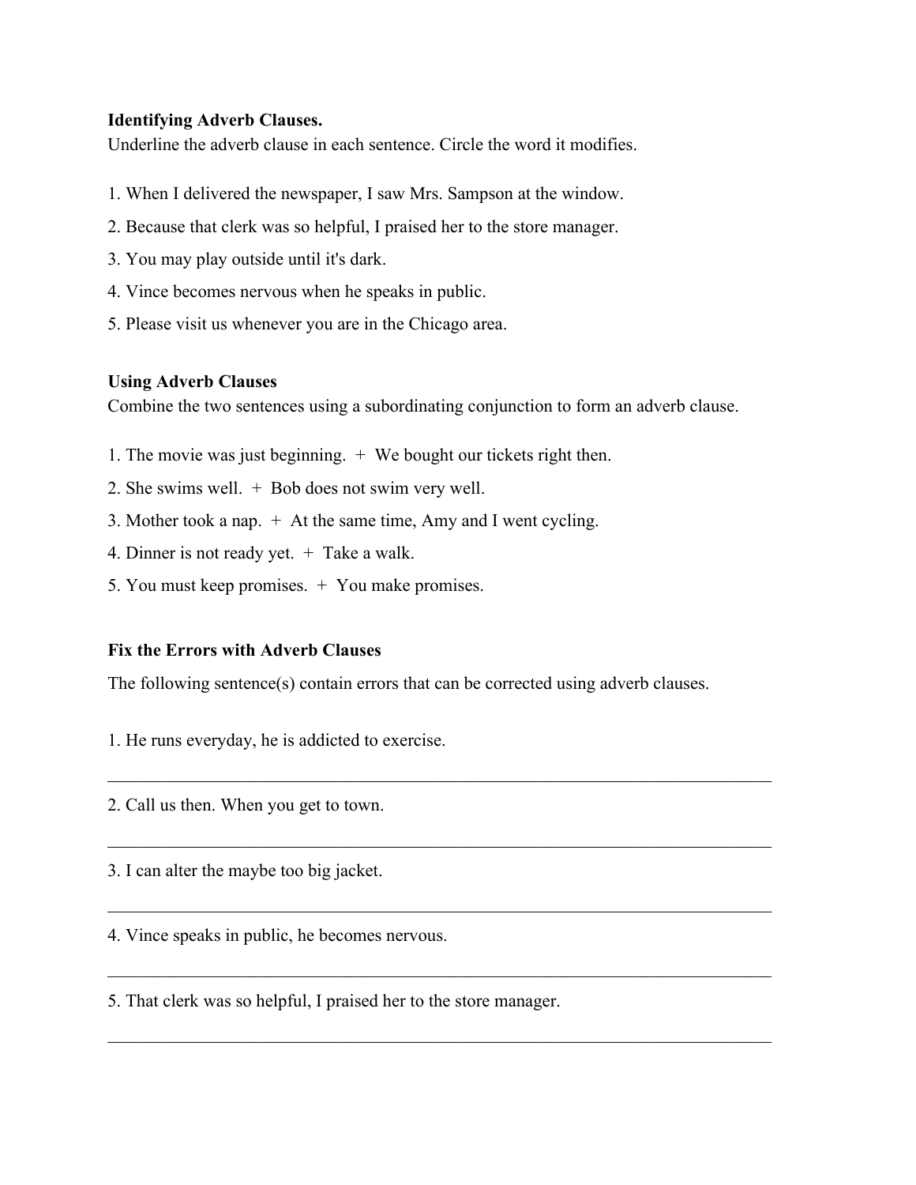**Identifying Adverb Clauses.**

Underline the adverb clause in each sentence. Circle the word it modifies.

1. When I delivered the newspaper, I saw Mrs. Sampson at the window.
2. Because that clerk was so helpful, I praised her to the store manager.
3. You may play outside until it's dark.
4. Vince becomes nervous when he speaks in public.
5. Please visit us whenever you are in the Chicago area.

**Using Adverb Clauses**

Combine the two sentences using a subordinating conjunction to form an adverb clause.

1. The movie was just beginning. + We bought our tickets right then.
2. She swims well. + Bob does not swim very well.
3. Mother took a nap. + At the same time, Amy and I went cycling.
4. Dinner is not ready yet. + Take a walk.
5. You must keep promises. + You make promises.

**Fix the Errors with Adverb Clauses**

The following sentence(s) contain errors that can be corrected using adverb clauses.

1. He runs everyday, he is addicted to exercise.

___________________________________________________________________________

2. Call us then. When you get to town.

___________________________________________________________________________

3. I can alter the maybe too big jacket.

___________________________________________________________________________

4. Vince speaks in public, he becomes nervous.

___________________________________________________________________________

5. That clerk was so helpful, I praised her to the store manager.

___________________________________________________________________________